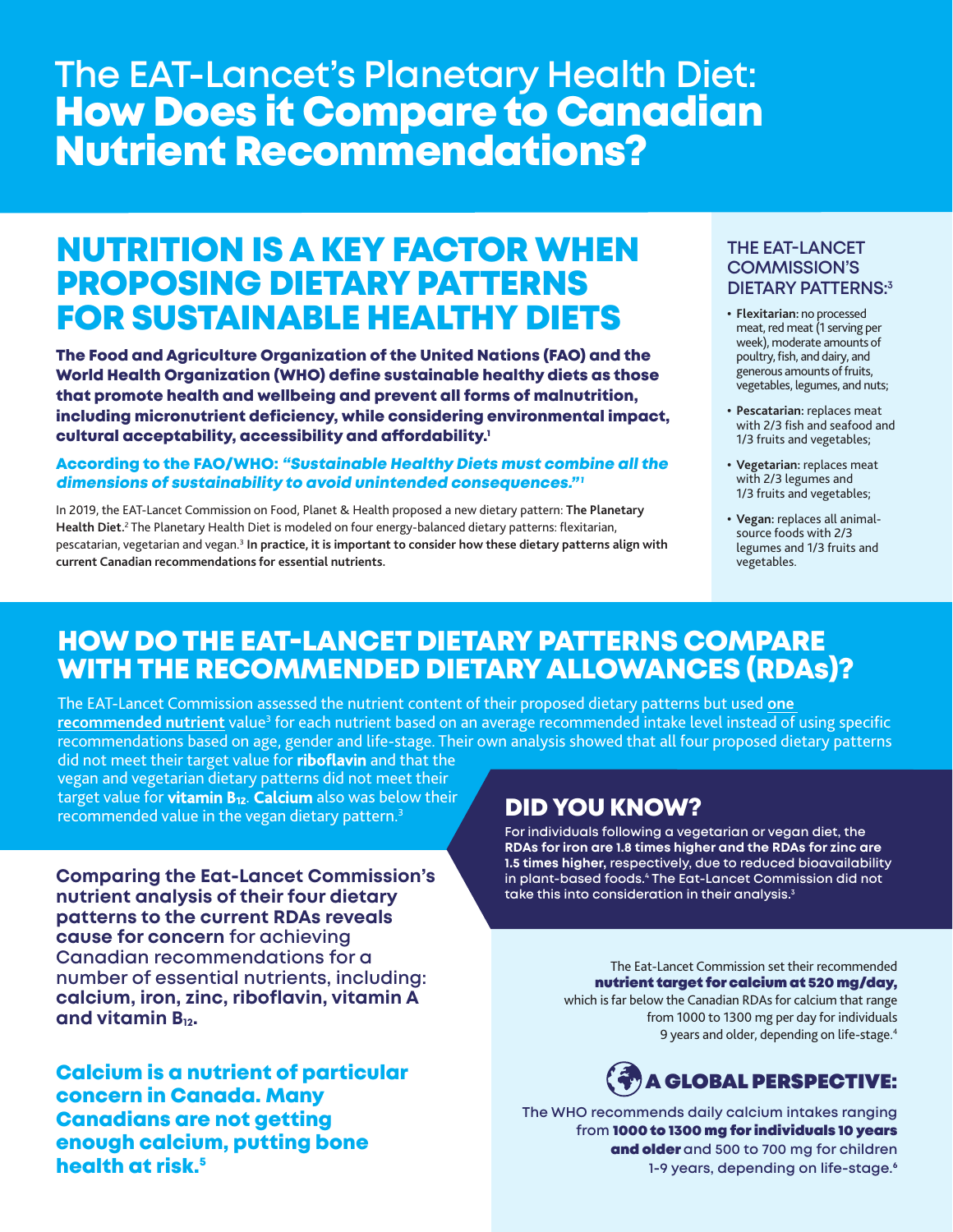# The EAT-Lancet's Planetary Health Diet: **How Does it Compare to Canadian Nutrient Recommendations?**

## NUTRITION IS A KEY FACTOR WHEN PROPOSING DIETARY PATTERNS FOR SUSTAINABLE HEALTHY DIETS

**The Food and Agriculture Organization of the United Nations (FAO) and the World Health Organization (WHO) define sustainable healthy diets as those that promote health and wellbeing and prevent all forms of malnutrition, including micronutrient deficiency, while considering environmental impact, cultural acceptability, accessibility and affordability.[1]**

**According to the FAO/WHO: *"Sustainable Healthy Diets must combine all the dimensions of sustainability to avoid unintended consequences."*[1]**

In 2019, the EAT-Lancet Commission on Food, Planet & Health proposed a new dietary pattern: **The Planetary Health Diet.**[2] The Planetary Health Diet is modeled on four energy-balanced dietary patterns: flexitarian, pescatarian, vegetarian and vegan.[3] **In practice, it is important to consider how these dietary patterns align with current Canadian recommendations for essential nutrients.**

### THE EAT-LANCET COMMISSION'S DIETARY PATTERNS:[3]

- **Flexitarian:** no processed meat, red meat (1 serving per week), moderate amounts of poultry, fish, and dairy, and generous amounts of fruits, vegetables, legumes, and nuts;
- **Pescatarian:** replaces meat with 2/3 fish and seafood and 1/3 fruits and vegetables;
- **Vegetarian:** replaces meat with 2/3 legumes and 1/3 fruits and vegetables;
- **Vegan:** replaces all animal-source foods with 2/3 legumes and 1/3 fruits and vegetables.

## HOW DO THE EAT-LANCET DIETARY PATTERNS COMPARE WITH THE RECOMMENDED DIETARY ALLOWANCES (RDAs)?

The EAT-Lancet Commission assessed the nutrient content of their proposed dietary patterns but used one recommended nutrient value[3] for each nutrient based on an average recommended intake level instead of using specific recommendations based on age, gender and life-stage. Their own analysis showed that all four proposed dietary patterns did not meet their target value for **riboflavin** and that the vegan and vegetarian dietary patterns did not meet their target value for **vitamin $B_{12}$**. **Calcium** also was below their recommended value in the vegan dietary pattern.[3]

### DID YOU KNOW?

For individuals following a vegetarian or vegan diet, the **RDAs for iron are 1.8 times higher and the RDAs for zinc are 1.5 times higher,** respectively, due to reduced bioavailability in plant-based foods.[4] The Eat-Lancet Commission did not take this into consideration in their analysis.[3]

**Comparing the Eat-Lancet Commission's nutrient analysis of their four dietary patterns to the current RDAs reveals cause for concern** for achieving Canadian recommendations for a number of essential nutrients, including: **calcium, iron, zinc, riboflavin, vitamin A and vitamin $B_{12}$.**

**Calcium is a nutrient of particular concern in Canada. Many Canadians are not getting enough calcium, putting bone health at risk.[5]**

The Eat-Lancet Commission set their recommended **nutrient target for calcium at 520 mg/day,** which is far below the Canadian RDAs for calcium that range from 1000 to 1300 mg per day for individuals 9 years and older, depending on life-stage.[4]

### A GLOBAL PERSPECTIVE:

The WHO recommends daily calcium intakes ranging from **1000 to 1300 mg for individuals 10 years and older** and 500 to 700 mg for children 1-9 years, depending on life-stage.[6]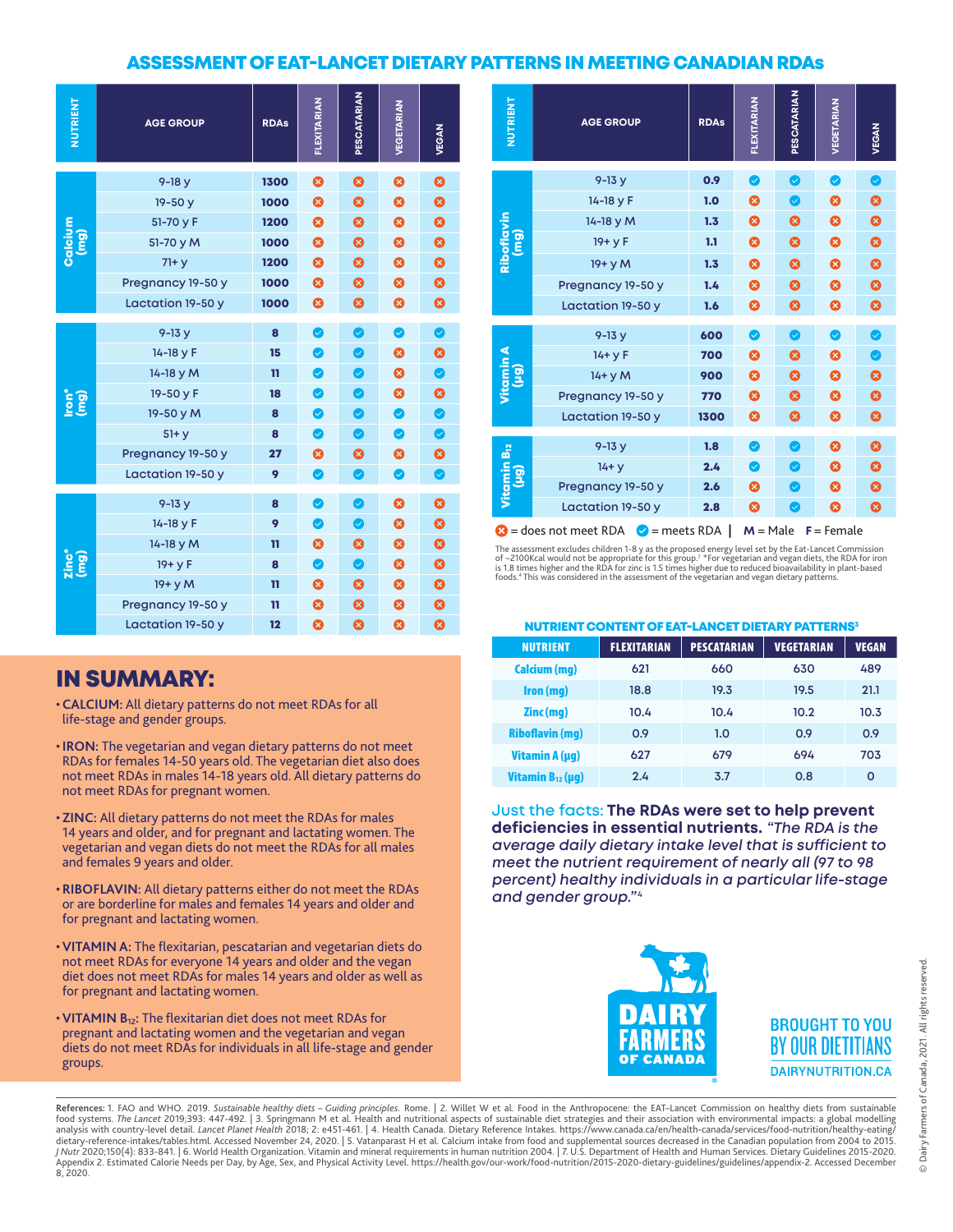# ASSESSMENT OF EAT-LANCET DIETARY PATTERNS IN MEETING CANADIAN RDAs

| NUTRIENT | AGE GROUP | RDAs | FLEXITARIAN | PESCATARIAN | VEGETARIAN | VEGAN |
|---|---|---|---|---|---|---|
| Calcium (mg) | 9-18 y | 1300 | ✖ | ✖ | ✖ | ✖ |
| | 19-50 y | 1000 | ✖ | ✖ | ✖ | ✖ |
| | 51-70 y F | 1200 | ✖ | ✖ | ✖ | ✖ |
| | 51-70 y M | 1000 | ✖ | ✖ | ✖ | ✖ |
| | 71+ y | 1200 | ✖ | ✖ | ✖ | ✖ |
| | Pregnancy 19-50 y | 1000 | ✖ | ✖ | ✖ | ✖ |
| | Lactation 19-50 y | 1000 | ✖ | ✖ | ✖ | ✖ |
| Iron* (mg) | 9-13 y | 8 | ✔ | ✔ | ✔ | ✔ |
| | 14-18 y F | 15 | ✔ | ✔ | ✖ | ✖ |
| | 14-18 y M | 11 | ✔ | ✔ | ✖ | ✔ |
| | 19-50 y F | 18 | ✔ | ✔ | ✖ | ✖ |
| | 19-50 y M | 8 | ✔ | ✔ | ✔ | ✔ |
| | 51+ y | 8 | ✔ | ✔ | ✔ | ✔ |
| | Pregnancy 19-50 y | 27 | ✖ | ✖ | ✖ | ✖ |
| | Lactation 19-50 y | 9 | ✔ | ✔ | ✔ | ✔ |
| Zinc* (mg) | 9-13 y | 8 | ✔ | ✔ | ✖ | ✖ |
| | 14-18 y F | 9 | ✔ | ✔ | ✖ | ✖ |
| | 14-18 y M | 11 | ✖ | ✖ | ✖ | ✖ |
| | 19+ y F | 8 | ✔ | ✔ | ✖ | ✖ |
| | 19+ y M | 11 | ✖ | ✖ | ✖ | ✖ |
| | Pregnancy 19-50 y | 11 | ✖ | ✖ | ✖ | ✖ |
| | Lactation 19-50 y | 12 | ✖ | ✖ | ✖ | ✖ |
| Riboflavin (mg) | 9-13 y | 0.9 | ✔ | ✔ | ✔ | ✔ |
| | 14-18 y F | 1.0 | ✖ | ✔ | ✖ | ✖ |
| | 14-18 y M | 1.3 | ✖ | ✖ | ✖ | ✖ |
| | 19+ y F | 1.1 | ✖ | ✖ | ✖ | ✖ |
| | 19+ y M | 1.3 | ✖ | ✖ | ✖ | ✖ |
| | Pregnancy 19-50 y | 1.4 | ✖ | ✖ | ✖ | ✖ |
| | Lactation 19-50 y | 1.6 | ✖ | ✖ | ✖ | ✖ |
| Vitamin A (µg) | 9-13 y | 600 | ✔ | ✔ | ✔ | ✔ |
| | 14+ y F | 700 | ✖ | ✖ | ✖ | ✔ |
| | 14+ y M | 900 | ✖ | ✖ | ✖ | ✖ |
| | Pregnancy 19-50 y | 770 | ✖ | ✖ | ✖ | ✖ |
| | Lactation 19-50 y | 1300 | ✖ | ✖ | ✖ | ✖ |
| Vitamin $B_{12}$ (µg) | 9-13 y | 1.8 | ✔ | ✔ | ✖ | ✖ |
| | 14+ y | 2.4 | ✔ | ✔ | ✖ | ✖ |
| | Pregnancy 19-50 y | 2.6 | ✖ | ✔ | ✖ | ✖ |
| | Lactation 19-50 y | 2.8 | ✖ | ✔ | ✖ | ✖ |

✖ = does not meet RDA ✔ = meets RDA | **M** = Male **F** = Female

The assessment excludes children 1-8 y as the proposed energy level set by the Eat-Lancet Commission of ~2100Kcal would not be appropriate for this group.[7] *For vegetarian and vegan diets, the RDA for iron is 1.8 times higher and the RDA for zinc is 1.5 times higher due to reduced bioavailability in plant-based foods.[4] This was considered in the assessment of the vegetarian and vegan dietary patterns.

## IN SUMMARY:

- **CALCIUM:** All dietary patterns do not meet RDAs for all life-stage and gender groups.
- **IRON:** The vegetarian and vegan dietary patterns do not meet RDAs for females 14-50 years old. The vegetarian diet also does not meet RDAs in males 14-18 years old. All dietary patterns do not meet RDAs for pregnant women.
- **ZINC:** All dietary patterns do not meet the RDAs for males 14 years and older, and for pregnant and lactating women. The vegetarian and vegan diets do not meet the RDAs for all males and females 9 years and older.
- **RIBOFLAVIN:** All dietary patterns either do not meet the RDAs or are borderline for males and females 14 years and older and for pregnant and lactating women.
- **VITAMIN A:** The flexitarian, pescatarian and vegetarian diets do not meet RDAs for everyone 14 years and older and the vegan diet does not meet RDAs for males 14 years and older as well as for pregnant and lactating women.
- **VITAMIN $B_{12}$:** The flexitarian diet does not meet RDAs for pregnant and lactating women and the vegetarian and vegan diets do not meet RDAs for individuals in all life-stage and gender groups.

## NUTRIENT CONTENT OF EAT-LANCET DIETARY PATTERNS[3]

| NUTRIENT | FLEXITARIAN | PESCATARIAN | VEGETARIAN | VEGAN |
|---|---|---|---|---|
| Calcium (mg) | 621 | 660 | 630 | 489 |
| Iron (mg) | 18.8 | 19.3 | 19.5 | 21.1 |
| Zinc (mg) | 10.4 | 10.4 | 10.2 | 10.3 |
| Riboflavin (mg) | 0.9 | 1.0 | 0.9 | 0.9 |
| Vitamin A (µg) | 627 | 679 | 694 | 703 |
| Vitamin $B_{12}$ (µg) | 2.4 | 3.7 | 0.8 | 0 |

Just the facts: **The RDAs were set to help prevent deficiencies in essential nutrients.** *"The RDA is the average daily dietary intake level that is sufficient to meet the nutrient requirement of nearly all (97 to 98 percent) healthy individuals in a particular life-stage and gender group."*[4]

DAIRY FARMERS OF CANADA

BROUGHT TO YOU BY OUR DIETITIANS

DAIRYNUTRITION.CA

**References:** 1. FAO and WHO. 2019. *Sustainable healthy diets – Guiding principles*. Rome. | 2. Willet W et al. Food in the Anthropocene: the EAT–Lancet Commission on healthy diets from sustainable food systems. *The Lancet* 2019;393: 447-492. | 3. Springmann M et al. Health and nutritional aspects of sustainable diet strategies and their association with environmental impacts: a global modelling analysis with country-level detail. *Lancet Planet Health* 2018; 2: e451-461. | 4. Health Canada. Dietary Reference Intakes. https://www.canada.ca/en/health-canada/services/food-nutrition/healthy-eating/dietary-reference-intakes/tables.html. Accessed November 24, 2020. | 5. Vatanparast H et al. Calcium intake from food and supplemental sources decreased in the Canadian population from 2004 to 2015. *J Nutr* 2020;150(4): 833-841. | 6. World Health Organization. Vitamin and mineral requirements in human nutrition 2004. | 7. U.S. Department of Health and Human Services. Dietary Guidelines 2015-2020. Appendix 2. Estimated Calorie Needs per Day, by Age, Sex, and Physical Activity Level. https://health.gov/our-work/food-nutrition/2015-2020-dietary-guidelines/guidelines/appendix-2. Accessed December 8, 2020.

© Dairy Farmers of Canada, 2021. All rights reserved.